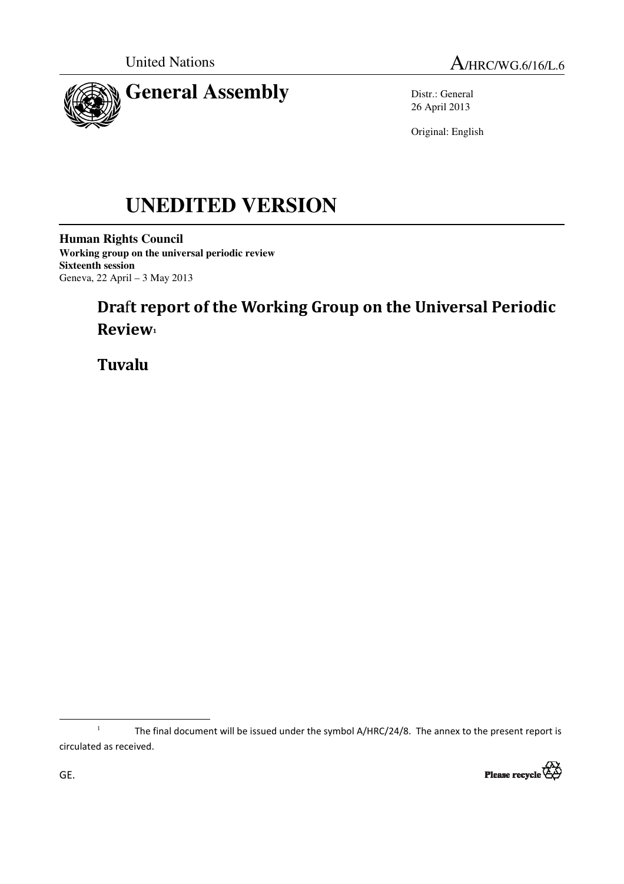United Nations

A/HRC/WG.6/16/L.6

# General Assembly

Distr.: General
26 April 2013

Original: English

# UNEDITED VERSION

**Human Rights Council**
**Working group on the universal periodic review**
**Sixteenth session**
Geneva, 22 April – 3 May 2013

## Draft report of the Working Group on the Universal Periodic Review[1]

## Tuvalu

[1] The final document will be issued under the symbol A/HRC/24/8. The annex to the present report is circulated as received.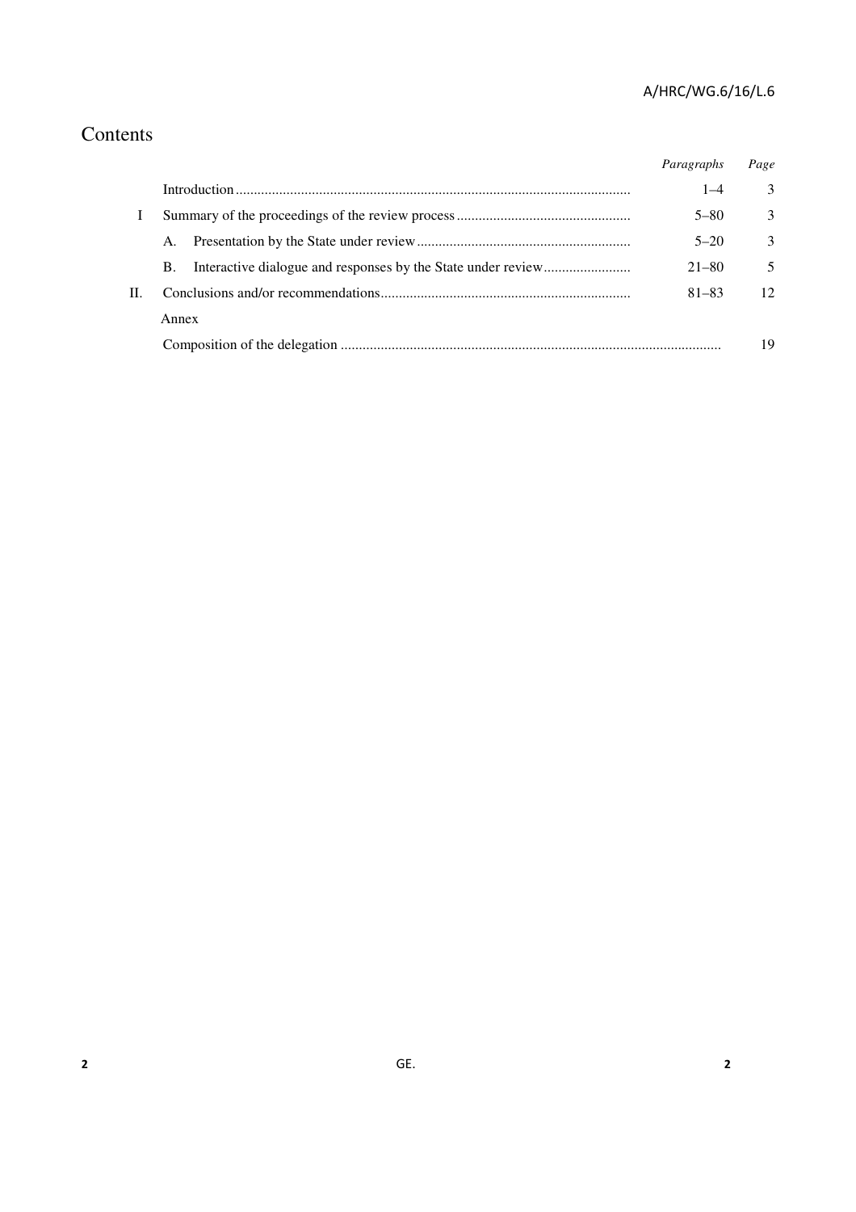# Contents

| | | *Paragraphs* | *Page* |
|---|---|---|---|
| | Introduction | 1–4 | 3 |
| I | Summary of the proceedings of the review process | 5–80 | 3 |
| | A. Presentation by the State under review | 5–20 | 3 |
| | B. Interactive dialogue and responses by the State under review | 21–80 | 5 |
| II. | Conclusions and/or recommendations | 81–83 | 12 |
| | Annex | | |
| | Composition of the delegation | | 19 |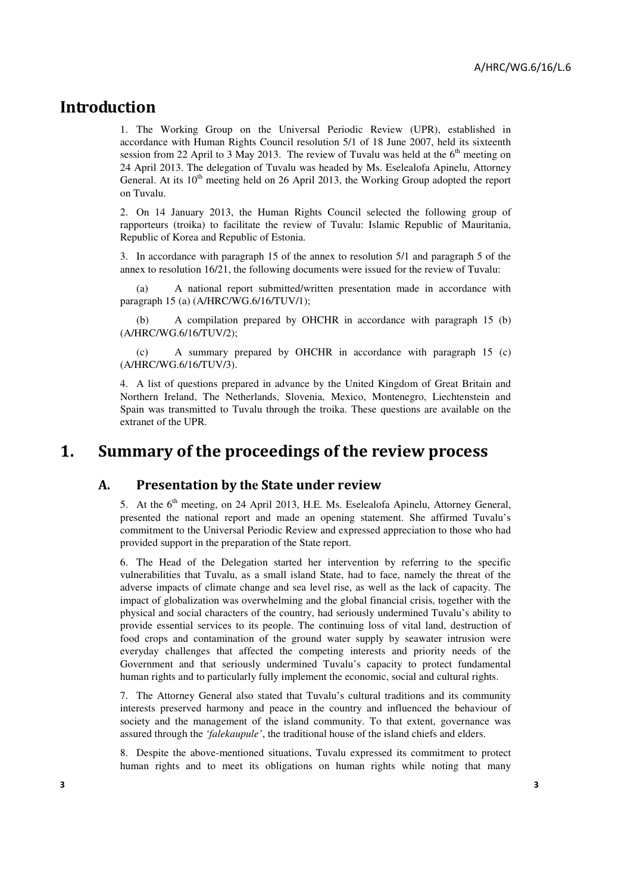# Introduction

1. The Working Group on the Universal Periodic Review (UPR), established in accordance with Human Rights Council resolution 5/1 of 18 June 2007, held its sixteenth session from 22 April to 3 May 2013. The review of Tuvalu was held at the 6th meeting on 24 April 2013. The delegation of Tuvalu was headed by Ms. Eselealofa Apinelu, Attorney General. At its 10th meeting held on 26 April 2013, the Working Group adopted the report on Tuvalu.

2. On 14 January 2013, the Human Rights Council selected the following group of rapporteurs (troika) to facilitate the review of Tuvalu: Islamic Republic of Mauritania, Republic of Korea and Republic of Estonia.

3. In accordance with paragraph 15 of the annex to resolution 5/1 and paragraph 5 of the annex to resolution 16/21, the following documents were issued for the review of Tuvalu:

(a) A national report submitted/written presentation made in accordance with paragraph 15 (a) (A/HRC/WG.6/16/TUV/1);

(b) A compilation prepared by OHCHR in accordance with paragraph 15 (b) (A/HRC/WG.6/16/TUV/2);

(c) A summary prepared by OHCHR in accordance with paragraph 15 (c) (A/HRC/WG.6/16/TUV/3).

4. A list of questions prepared in advance by the United Kingdom of Great Britain and Northern Ireland, The Netherlands, Slovenia, Mexico, Montenegro, Liechtenstein and Spain was transmitted to Tuvalu through the troika. These questions are available on the extranet of the UPR.

# 1. Summary of the proceedings of the review process

## A. Presentation by the State under review

5. At the 6th meeting, on 24 April 2013, H.E. Ms. Eselealofa Apinelu, Attorney General, presented the national report and made an opening statement. She affirmed Tuvalu's commitment to the Universal Periodic Review and expressed appreciation to those who had provided support in the preparation of the State report.

6. The Head of the Delegation started her intervention by referring to the specific vulnerabilities that Tuvalu, as a small island State, had to face, namely the threat of the adverse impacts of climate change and sea level rise, as well as the lack of capacity. The impact of globalization was overwhelming and the global financial crisis, together with the physical and social characters of the country, had seriously undermined Tuvalu's ability to provide essential services to its people. The continuing loss of vital land, destruction of food crops and contamination of the ground water supply by seawater intrusion were everyday challenges that affected the competing interests and priority needs of the Government and that seriously undermined Tuvalu's capacity to protect fundamental human rights and to particularly fully implement the economic, social and cultural rights.

7. The Attorney General also stated that Tuvalu's cultural traditions and its community interests preserved harmony and peace in the country and influenced the behaviour of society and the management of the island community. To that extent, governance was assured through the *'falekaupule'*, the traditional house of the island chiefs and elders.

8. Despite the above-mentioned situations, Tuvalu expressed its commitment to protect human rights and to meet its obligations on human rights while noting that many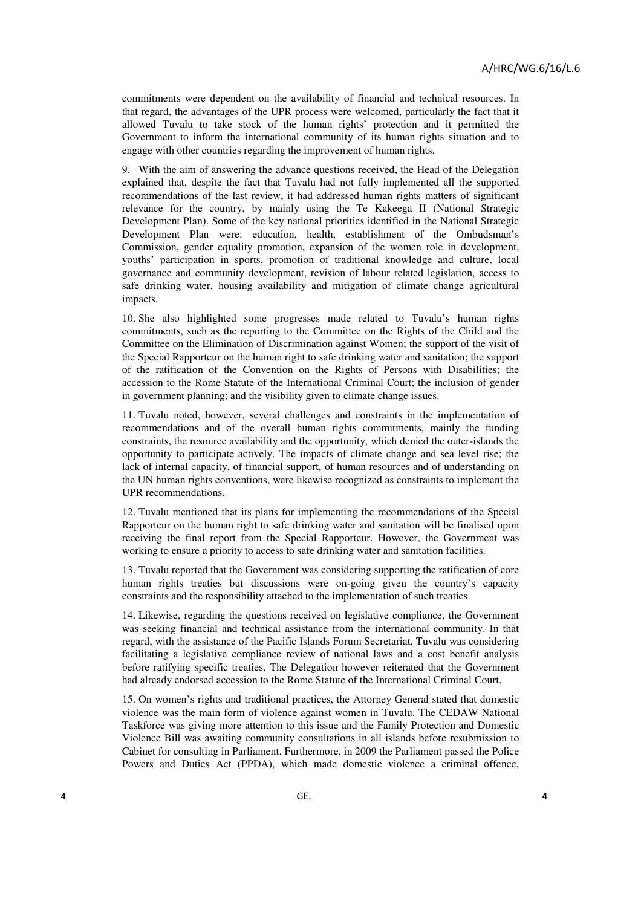commitments were dependent on the availability of financial and technical resources. In that regard, the advantages of the UPR process were welcomed, particularly the fact that it allowed Tuvalu to take stock of the human rights' protection and it permitted the Government to inform the international community of its human rights situation and to engage with other countries regarding the improvement of human rights.

9. With the aim of answering the advance questions received, the Head of the Delegation explained that, despite the fact that Tuvalu had not fully implemented all the supported recommendations of the last review, it had addressed human rights matters of significant relevance for the country, by mainly using the Te Kakeega II (National Strategic Development Plan). Some of the key national priorities identified in the National Strategic Development Plan were: education, health, establishment of the Ombudsman's Commission, gender equality promotion, expansion of the women role in development, youths' participation in sports, promotion of traditional knowledge and culture, local governance and community development, revision of labour related legislation, access to safe drinking water, housing availability and mitigation of climate change agricultural impacts.

10. She also highlighted some progresses made related to Tuvalu's human rights commitments, such as the reporting to the Committee on the Rights of the Child and the Committee on the Elimination of Discrimination against Women; the support of the visit of the Special Rapporteur on the human right to safe drinking water and sanitation; the support of the ratification of the Convention on the Rights of Persons with Disabilities; the accession to the Rome Statute of the International Criminal Court; the inclusion of gender in government planning; and the visibility given to climate change issues.

11. Tuvalu noted, however, several challenges and constraints in the implementation of recommendations and of the overall human rights commitments, mainly the funding constraints, the resource availability and the opportunity, which denied the outer-islands the opportunity to participate actively. The impacts of climate change and sea level rise; the lack of internal capacity, of financial support, of human resources and of understanding on the UN human rights conventions, were likewise recognized as constraints to implement the UPR recommendations.

12. Tuvalu mentioned that its plans for implementing the recommendations of the Special Rapporteur on the human right to safe drinking water and sanitation will be finalised upon receiving the final report from the Special Rapporteur. However, the Government was working to ensure a priority to access to safe drinking water and sanitation facilities.

13. Tuvalu reported that the Government was considering supporting the ratification of core human rights treaties but discussions were on-going given the country's capacity constraints and the responsibility attached to the implementation of such treaties.

14. Likewise, regarding the questions received on legislative compliance, the Government was seeking financial and technical assistance from the international community. In that regard, with the assistance of the Pacific Islands Forum Secretariat, Tuvalu was considering facilitating a legislative compliance review of national laws and a cost benefit analysis before ratifying specific treaties. The Delegation however reiterated that the Government had already endorsed accession to the Rome Statute of the International Criminal Court.

15. On women's rights and traditional practices, the Attorney General stated that domestic violence was the main form of violence against women in Tuvalu. The CEDAW National Taskforce was giving more attention to this issue and the Family Protection and Domestic Violence Bill was awaiting community consultations in all islands before resubmission to Cabinet for consulting in Parliament. Furthermore, in 2009 the Parliament passed the Police Powers and Duties Act (PPDA), which made domestic violence a criminal offence,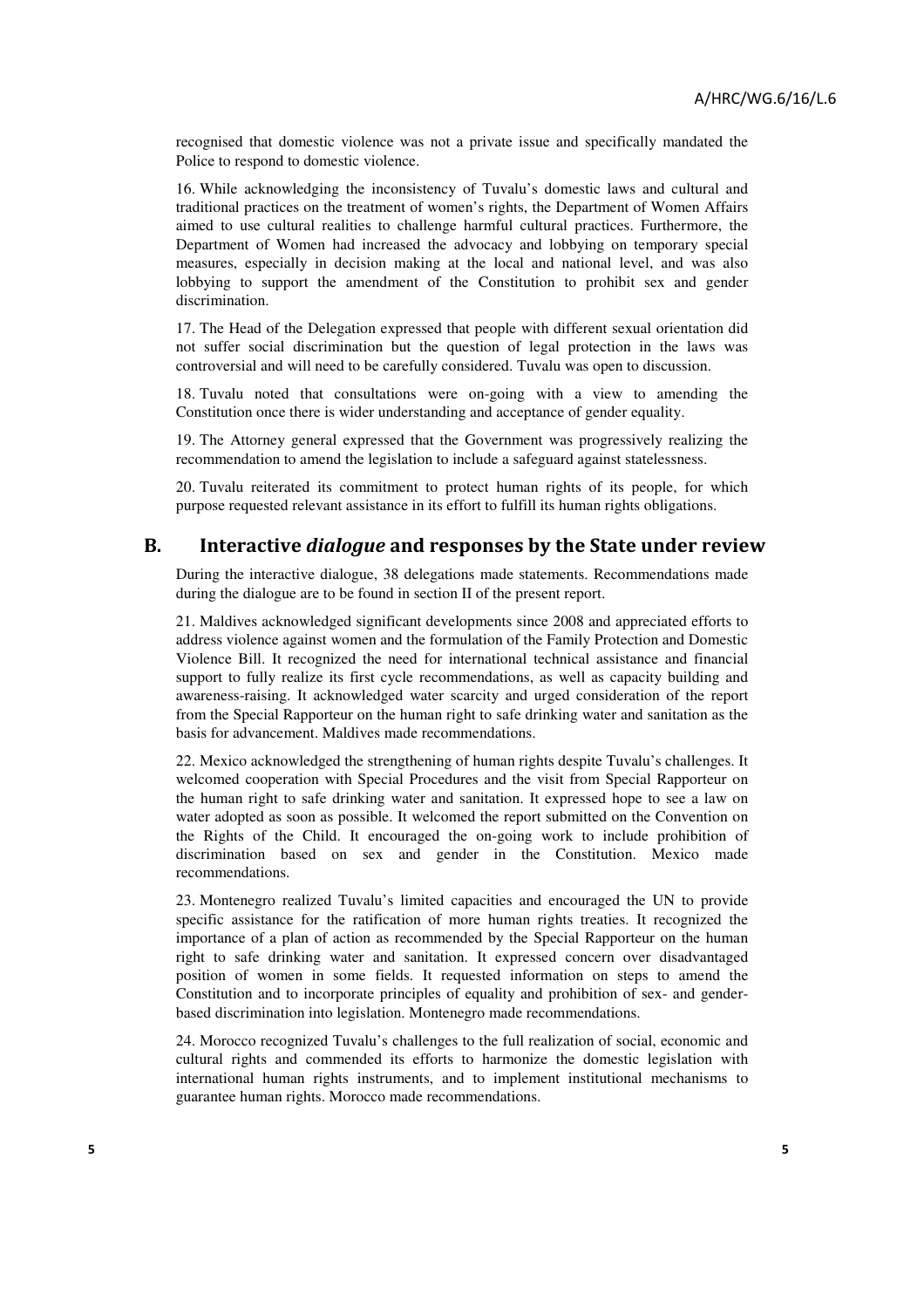recognised that domestic violence was not a private issue and specifically mandated the Police to respond to domestic violence.

16. While acknowledging the inconsistency of Tuvalu's domestic laws and cultural and traditional practices on the treatment of women's rights, the Department of Women Affairs aimed to use cultural realities to challenge harmful cultural practices. Furthermore, the Department of Women had increased the advocacy and lobbying on temporary special measures, especially in decision making at the local and national level, and was also lobbying to support the amendment of the Constitution to prohibit sex and gender discrimination.

17. The Head of the Delegation expressed that people with different sexual orientation did not suffer social discrimination but the question of legal protection in the laws was controversial and will need to be carefully considered. Tuvalu was open to discussion.

18. Tuvalu noted that consultations were on-going with a view to amending the Constitution once there is wider understanding and acceptance of gender equality.

19. The Attorney general expressed that the Government was progressively realizing the recommendation to amend the legislation to include a safeguard against statelessness.

20. Tuvalu reiterated its commitment to protect human rights of its people, for which purpose requested relevant assistance in its effort to fulfill its human rights obligations.

## B. Interactive *dialogue* and responses by the State under review

During the interactive dialogue, 38 delegations made statements. Recommendations made during the dialogue are to be found in section II of the present report.

21. Maldives acknowledged significant developments since 2008 and appreciated efforts to address violence against women and the formulation of the Family Protection and Domestic Violence Bill. It recognized the need for international technical assistance and financial support to fully realize its first cycle recommendations, as well as capacity building and awareness-raising. It acknowledged water scarcity and urged consideration of the report from the Special Rapporteur on the human right to safe drinking water and sanitation as the basis for advancement. Maldives made recommendations.

22. Mexico acknowledged the strengthening of human rights despite Tuvalu's challenges. It welcomed cooperation with Special Procedures and the visit from Special Rapporteur on the human right to safe drinking water and sanitation. It expressed hope to see a law on water adopted as soon as possible. It welcomed the report submitted on the Convention on the Rights of the Child. It encouraged the on-going work to include prohibition of discrimination based on sex and gender in the Constitution. Mexico made recommendations.

23. Montenegro realized Tuvalu's limited capacities and encouraged the UN to provide specific assistance for the ratification of more human rights treaties. It recognized the importance of a plan of action as recommended by the Special Rapporteur on the human right to safe drinking water and sanitation. It expressed concern over disadvantaged position of women in some fields. It requested information on steps to amend the Constitution and to incorporate principles of equality and prohibition of sex- and gender-based discrimination into legislation. Montenegro made recommendations.

24. Morocco recognized Tuvalu's challenges to the full realization of social, economic and cultural rights and commended its efforts to harmonize the domestic legislation with international human rights instruments, and to implement institutional mechanisms to guarantee human rights. Morocco made recommendations.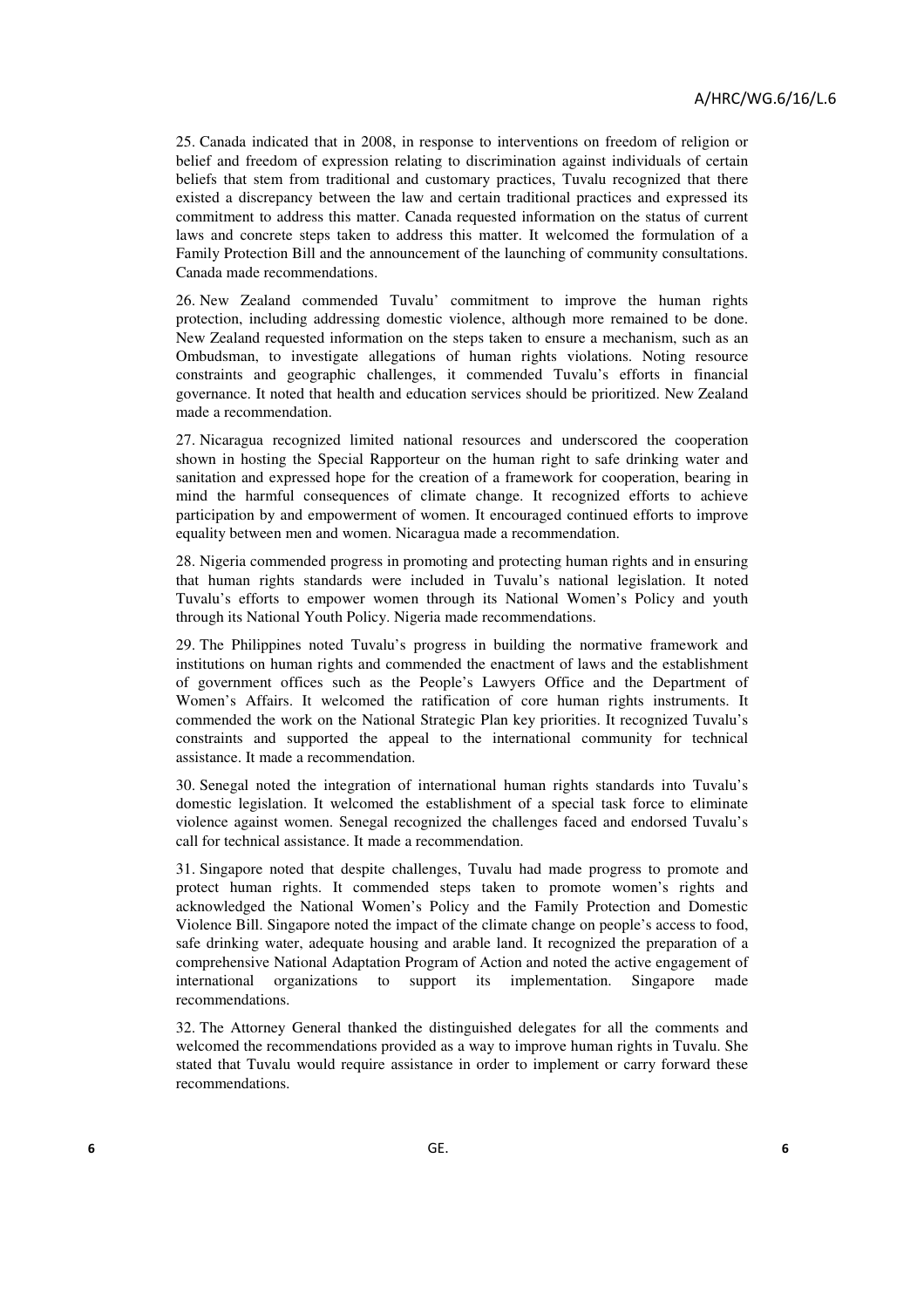25. Canada indicated that in 2008, in response to interventions on freedom of religion or belief and freedom of expression relating to discrimination against individuals of certain beliefs that stem from traditional and customary practices, Tuvalu recognized that there existed a discrepancy between the law and certain traditional practices and expressed its commitment to address this matter. Canada requested information on the status of current laws and concrete steps taken to address this matter. It welcomed the formulation of a Family Protection Bill and the announcement of the launching of community consultations. Canada made recommendations.

26. New Zealand commended Tuvalu' commitment to improve the human rights protection, including addressing domestic violence, although more remained to be done. New Zealand requested information on the steps taken to ensure a mechanism, such as an Ombudsman, to investigate allegations of human rights violations. Noting resource constraints and geographic challenges, it commended Tuvalu's efforts in financial governance. It noted that health and education services should be prioritized. New Zealand made a recommendation.

27. Nicaragua recognized limited national resources and underscored the cooperation shown in hosting the Special Rapporteur on the human right to safe drinking water and sanitation and expressed hope for the creation of a framework for cooperation, bearing in mind the harmful consequences of climate change. It recognized efforts to achieve participation by and empowerment of women. It encouraged continued efforts to improve equality between men and women. Nicaragua made a recommendation.

28. Nigeria commended progress in promoting and protecting human rights and in ensuring that human rights standards were included in Tuvalu's national legislation. It noted Tuvalu's efforts to empower women through its National Women's Policy and youth through its National Youth Policy. Nigeria made recommendations.

29. The Philippines noted Tuvalu's progress in building the normative framework and institutions on human rights and commended the enactment of laws and the establishment of government offices such as the People's Lawyers Office and the Department of Women's Affairs. It welcomed the ratification of core human rights instruments. It commended the work on the National Strategic Plan key priorities. It recognized Tuvalu's constraints and supported the appeal to the international community for technical assistance. It made a recommendation.

30. Senegal noted the integration of international human rights standards into Tuvalu's domestic legislation. It welcomed the establishment of a special task force to eliminate violence against women. Senegal recognized the challenges faced and endorsed Tuvalu's call for technical assistance. It made a recommendation.

31. Singapore noted that despite challenges, Tuvalu had made progress to promote and protect human rights. It commended steps taken to promote women's rights and acknowledged the National Women's Policy and the Family Protection and Domestic Violence Bill. Singapore noted the impact of the climate change on people's access to food, safe drinking water, adequate housing and arable land. It recognized the preparation of a comprehensive National Adaptation Program of Action and noted the active engagement of international organizations to support its implementation. Singapore made recommendations.

32. The Attorney General thanked the distinguished delegates for all the comments and welcomed the recommendations provided as a way to improve human rights in Tuvalu. She stated that Tuvalu would require assistance in order to implement or carry forward these recommendations.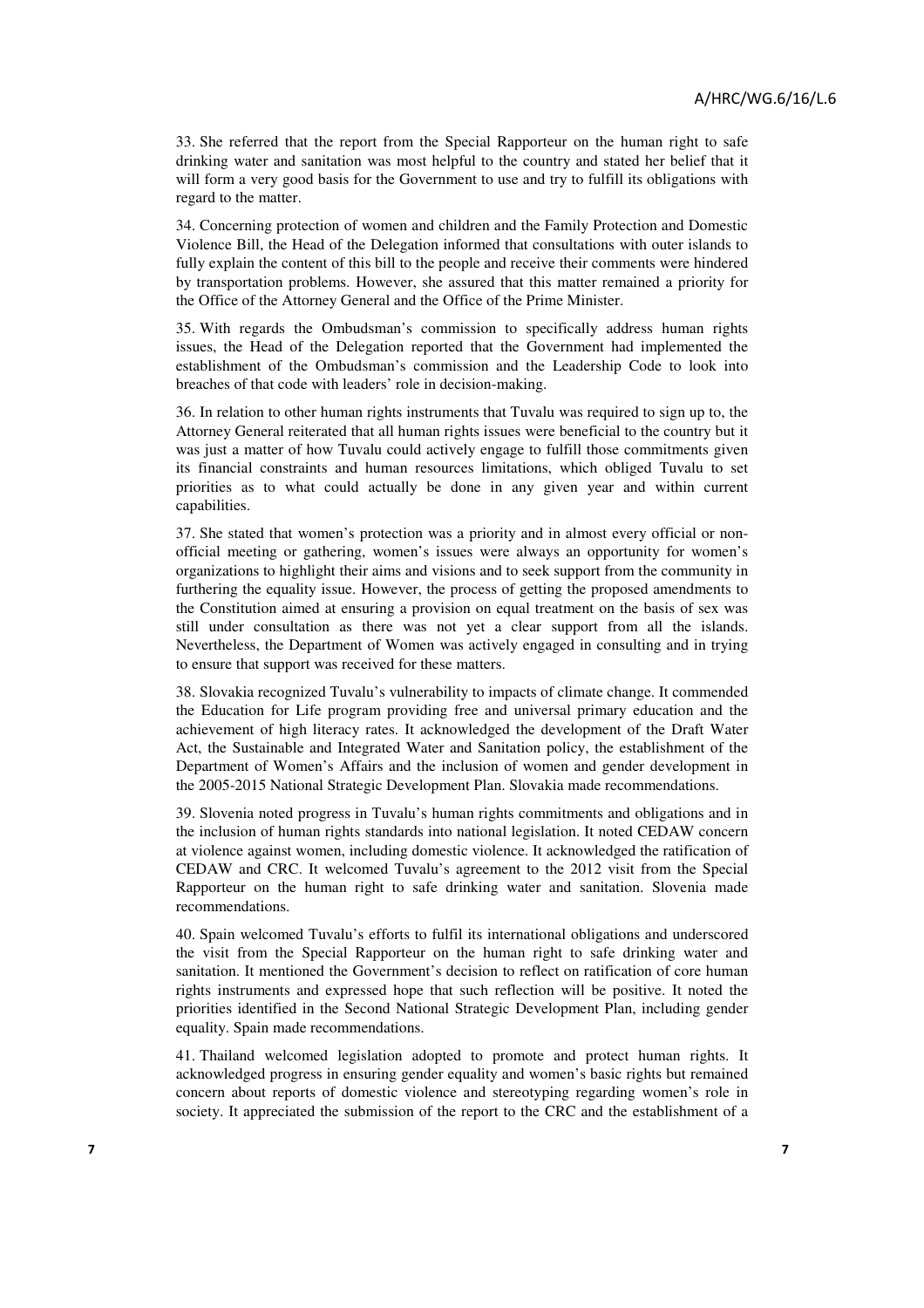33. She referred that the report from the Special Rapporteur on the human right to safe drinking water and sanitation was most helpful to the country and stated her belief that it will form a very good basis for the Government to use and try to fulfill its obligations with regard to the matter.

34. Concerning protection of women and children and the Family Protection and Domestic Violence Bill, the Head of the Delegation informed that consultations with outer islands to fully explain the content of this bill to the people and receive their comments were hindered by transportation problems. However, she assured that this matter remained a priority for the Office of the Attorney General and the Office of the Prime Minister.

35. With regards the Ombudsman's commission to specifically address human rights issues, the Head of the Delegation reported that the Government had implemented the establishment of the Ombudsman's commission and the Leadership Code to look into breaches of that code with leaders' role in decision-making.

36. In relation to other human rights instruments that Tuvalu was required to sign up to, the Attorney General reiterated that all human rights issues were beneficial to the country but it was just a matter of how Tuvalu could actively engage to fulfill those commitments given its financial constraints and human resources limitations, which obliged Tuvalu to set priorities as to what could actually be done in any given year and within current capabilities.

37. She stated that women's protection was a priority and in almost every official or non-official meeting or gathering, women's issues were always an opportunity for women's organizations to highlight their aims and visions and to seek support from the community in furthering the equality issue. However, the process of getting the proposed amendments to the Constitution aimed at ensuring a provision on equal treatment on the basis of sex was still under consultation as there was not yet a clear support from all the islands. Nevertheless, the Department of Women was actively engaged in consulting and in trying to ensure that support was received for these matters.

38. Slovakia recognized Tuvalu's vulnerability to impacts of climate change. It commended the Education for Life program providing free and universal primary education and the achievement of high literacy rates. It acknowledged the development of the Draft Water Act, the Sustainable and Integrated Water and Sanitation policy, the establishment of the Department of Women's Affairs and the inclusion of women and gender development in the 2005-2015 National Strategic Development Plan. Slovakia made recommendations.

39. Slovenia noted progress in Tuvalu's human rights commitments and obligations and in the inclusion of human rights standards into national legislation. It noted CEDAW concern at violence against women, including domestic violence. It acknowledged the ratification of CEDAW and CRC. It welcomed Tuvalu's agreement to the 2012 visit from the Special Rapporteur on the human right to safe drinking water and sanitation. Slovenia made recommendations.

40. Spain welcomed Tuvalu's efforts to fulfil its international obligations and underscored the visit from the Special Rapporteur on the human right to safe drinking water and sanitation. It mentioned the Government's decision to reflect on ratification of core human rights instruments and expressed hope that such reflection will be positive. It noted the priorities identified in the Second National Strategic Development Plan, including gender equality. Spain made recommendations.

41. Thailand welcomed legislation adopted to promote and protect human rights. It acknowledged progress in ensuring gender equality and women's basic rights but remained concern about reports of domestic violence and stereotyping regarding women's role in society. It appreciated the submission of the report to the CRC and the establishment of a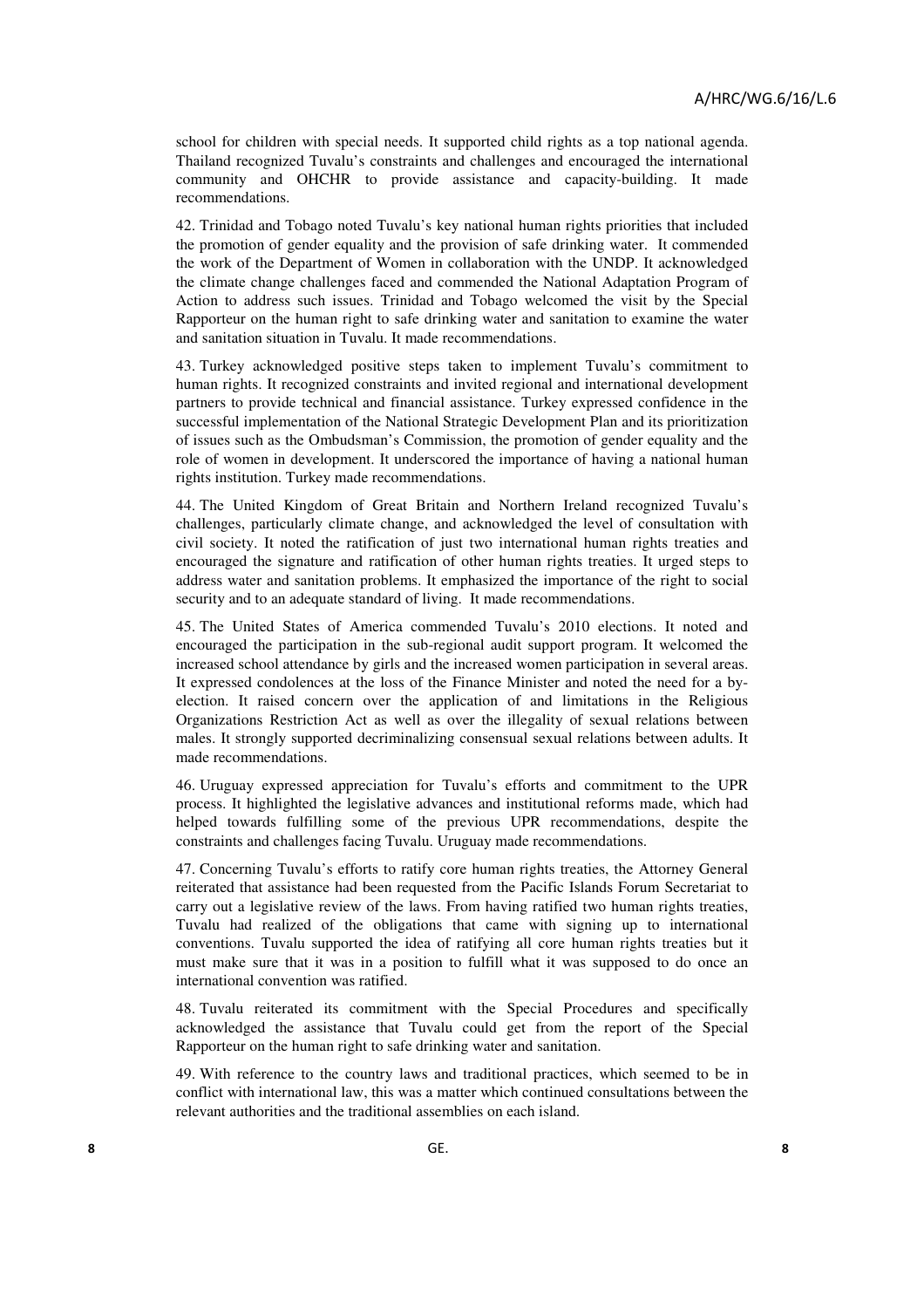school for children with special needs. It supported child rights as a top national agenda. Thailand recognized Tuvalu's constraints and challenges and encouraged the international community and OHCHR to provide assistance and capacity-building. It made recommendations.

42. Trinidad and Tobago noted Tuvalu's key national human rights priorities that included the promotion of gender equality and the provision of safe drinking water. It commended the work of the Department of Women in collaboration with the UNDP. It acknowledged the climate change challenges faced and commended the National Adaptation Program of Action to address such issues. Trinidad and Tobago welcomed the visit by the Special Rapporteur on the human right to safe drinking water and sanitation to examine the water and sanitation situation in Tuvalu. It made recommendations.

43. Turkey acknowledged positive steps taken to implement Tuvalu's commitment to human rights. It recognized constraints and invited regional and international development partners to provide technical and financial assistance. Turkey expressed confidence in the successful implementation of the National Strategic Development Plan and its prioritization of issues such as the Ombudsman's Commission, the promotion of gender equality and the role of women in development. It underscored the importance of having a national human rights institution. Turkey made recommendations.

44. The United Kingdom of Great Britain and Northern Ireland recognized Tuvalu's challenges, particularly climate change, and acknowledged the level of consultation with civil society. It noted the ratification of just two international human rights treaties and encouraged the signature and ratification of other human rights treaties. It urged steps to address water and sanitation problems. It emphasized the importance of the right to social security and to an adequate standard of living. It made recommendations.

45. The United States of America commended Tuvalu's 2010 elections. It noted and encouraged the participation in the sub-regional audit support program. It welcomed the increased school attendance by girls and the increased women participation in several areas. It expressed condolences at the loss of the Finance Minister and noted the need for a by-election. It raised concern over the application of and limitations in the Religious Organizations Restriction Act as well as over the illegality of sexual relations between males. It strongly supported decriminalizing consensual sexual relations between adults. It made recommendations.

46. Uruguay expressed appreciation for Tuvalu's efforts and commitment to the UPR process. It highlighted the legislative advances and institutional reforms made, which had helped towards fulfilling some of the previous UPR recommendations, despite the constraints and challenges facing Tuvalu. Uruguay made recommendations.

47. Concerning Tuvalu's efforts to ratify core human rights treaties, the Attorney General reiterated that assistance had been requested from the Pacific Islands Forum Secretariat to carry out a legislative review of the laws. From having ratified two human rights treaties, Tuvalu had realized of the obligations that came with signing up to international conventions. Tuvalu supported the idea of ratifying all core human rights treaties but it must make sure that it was in a position to fulfill what it was supposed to do once an international convention was ratified.

48. Tuvalu reiterated its commitment with the Special Procedures and specifically acknowledged the assistance that Tuvalu could get from the report of the Special Rapporteur on the human right to safe drinking water and sanitation.

49. With reference to the country laws and traditional practices, which seemed to be in conflict with international law, this was a matter which continued consultations between the relevant authorities and the traditional assemblies on each island.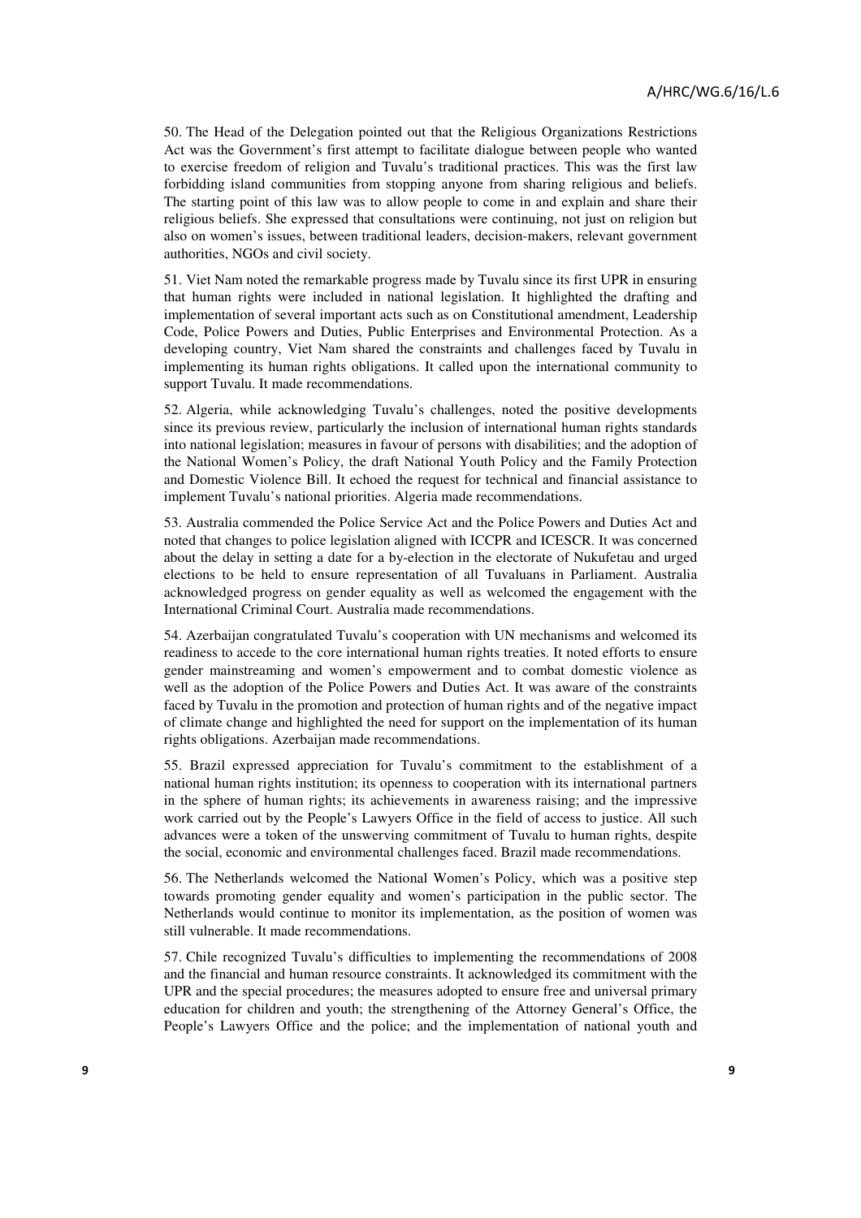50. The Head of the Delegation pointed out that the Religious Organizations Restrictions Act was the Government's first attempt to facilitate dialogue between people who wanted to exercise freedom of religion and Tuvalu's traditional practices. This was the first law forbidding island communities from stopping anyone from sharing religious and beliefs. The starting point of this law was to allow people to come in and explain and share their religious beliefs. She expressed that consultations were continuing, not just on religion but also on women's issues, between traditional leaders, decision-makers, relevant government authorities, NGOs and civil society.

51. Viet Nam noted the remarkable progress made by Tuvalu since its first UPR in ensuring that human rights were included in national legislation. It highlighted the drafting and implementation of several important acts such as on Constitutional amendment, Leadership Code, Police Powers and Duties, Public Enterprises and Environmental Protection. As a developing country, Viet Nam shared the constraints and challenges faced by Tuvalu in implementing its human rights obligations. It called upon the international community to support Tuvalu. It made recommendations.

52. Algeria, while acknowledging Tuvalu's challenges, noted the positive developments since its previous review, particularly the inclusion of international human rights standards into national legislation; measures in favour of persons with disabilities; and the adoption of the National Women's Policy, the draft National Youth Policy and the Family Protection and Domestic Violence Bill. It echoed the request for technical and financial assistance to implement Tuvalu's national priorities. Algeria made recommendations.

53. Australia commended the Police Service Act and the Police Powers and Duties Act and noted that changes to police legislation aligned with ICCPR and ICESCR. It was concerned about the delay in setting a date for a by-election in the electorate of Nukufetau and urged elections to be held to ensure representation of all Tuvaluans in Parliament. Australia acknowledged progress on gender equality as well as welcomed the engagement with the International Criminal Court. Australia made recommendations.

54. Azerbaijan congratulated Tuvalu's cooperation with UN mechanisms and welcomed its readiness to accede to the core international human rights treaties. It noted efforts to ensure gender mainstreaming and women's empowerment and to combat domestic violence as well as the adoption of the Police Powers and Duties Act. It was aware of the constraints faced by Tuvalu in the promotion and protection of human rights and of the negative impact of climate change and highlighted the need for support on the implementation of its human rights obligations. Azerbaijan made recommendations.

55. Brazil expressed appreciation for Tuvalu's commitment to the establishment of a national human rights institution; its openness to cooperation with its international partners in the sphere of human rights; its achievements in awareness raising; and the impressive work carried out by the People's Lawyers Office in the field of access to justice. All such advances were a token of the unswerving commitment of Tuvalu to human rights, despite the social, economic and environmental challenges faced. Brazil made recommendations.

56. The Netherlands welcomed the National Women's Policy, which was a positive step towards promoting gender equality and women's participation in the public sector. The Netherlands would continue to monitor its implementation, as the position of women was still vulnerable. It made recommendations.

57. Chile recognized Tuvalu's difficulties to implementing the recommendations of 2008 and the financial and human resource constraints. It acknowledged its commitment with the UPR and the special procedures; the measures adopted to ensure free and universal primary education for children and youth; the strengthening of the Attorney General's Office, the People's Lawyers Office and the police; and the implementation of national youth and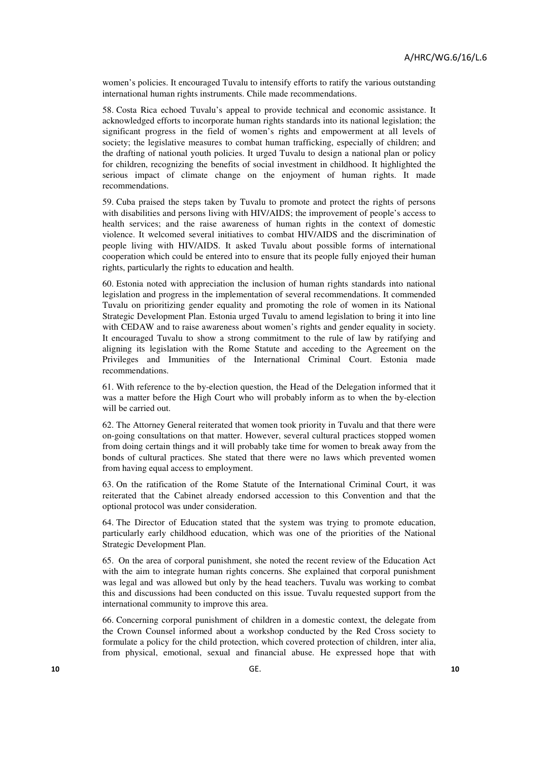women's policies. It encouraged Tuvalu to intensify efforts to ratify the various outstanding international human rights instruments. Chile made recommendations.

58. Costa Rica echoed Tuvalu's appeal to provide technical and economic assistance. It acknowledged efforts to incorporate human rights standards into its national legislation; the significant progress in the field of women's rights and empowerment at all levels of society; the legislative measures to combat human trafficking, especially of children; and the drafting of national youth policies. It urged Tuvalu to design a national plan or policy for children, recognizing the benefits of social investment in childhood. It highlighted the serious impact of climate change on the enjoyment of human rights. It made recommendations.

59. Cuba praised the steps taken by Tuvalu to promote and protect the rights of persons with disabilities and persons living with HIV/AIDS; the improvement of people's access to health services; and the raise awareness of human rights in the context of domestic violence. It welcomed several initiatives to combat HIV/AIDS and the discrimination of people living with HIV/AIDS. It asked Tuvalu about possible forms of international cooperation which could be entered into to ensure that its people fully enjoyed their human rights, particularly the rights to education and health.

60. Estonia noted with appreciation the inclusion of human rights standards into national legislation and progress in the implementation of several recommendations. It commended Tuvalu on prioritizing gender equality and promoting the role of women in its National Strategic Development Plan. Estonia urged Tuvalu to amend legislation to bring it into line with CEDAW and to raise awareness about women's rights and gender equality in society. It encouraged Tuvalu to show a strong commitment to the rule of law by ratifying and aligning its legislation with the Rome Statute and acceding to the Agreement on the Privileges and Immunities of the International Criminal Court. Estonia made recommendations.

61. With reference to the by-election question, the Head of the Delegation informed that it was a matter before the High Court who will probably inform as to when the by-election will be carried out.

62. The Attorney General reiterated that women took priority in Tuvalu and that there were on-going consultations on that matter. However, several cultural practices stopped women from doing certain things and it will probably take time for women to break away from the bonds of cultural practices. She stated that there were no laws which prevented women from having equal access to employment.

63. On the ratification of the Rome Statute of the International Criminal Court, it was reiterated that the Cabinet already endorsed accession to this Convention and that the optional protocol was under consideration.

64. The Director of Education stated that the system was trying to promote education, particularly early childhood education, which was one of the priorities of the National Strategic Development Plan.

65. On the area of corporal punishment, she noted the recent review of the Education Act with the aim to integrate human rights concerns. She explained that corporal punishment was legal and was allowed but only by the head teachers. Tuvalu was working to combat this and discussions had been conducted on this issue. Tuvalu requested support from the international community to improve this area.

66. Concerning corporal punishment of children in a domestic context, the delegate from the Crown Counsel informed about a workshop conducted by the Red Cross society to formulate a policy for the child protection, which covered protection of children, inter alia, from physical, emotional, sexual and financial abuse. He expressed hope that with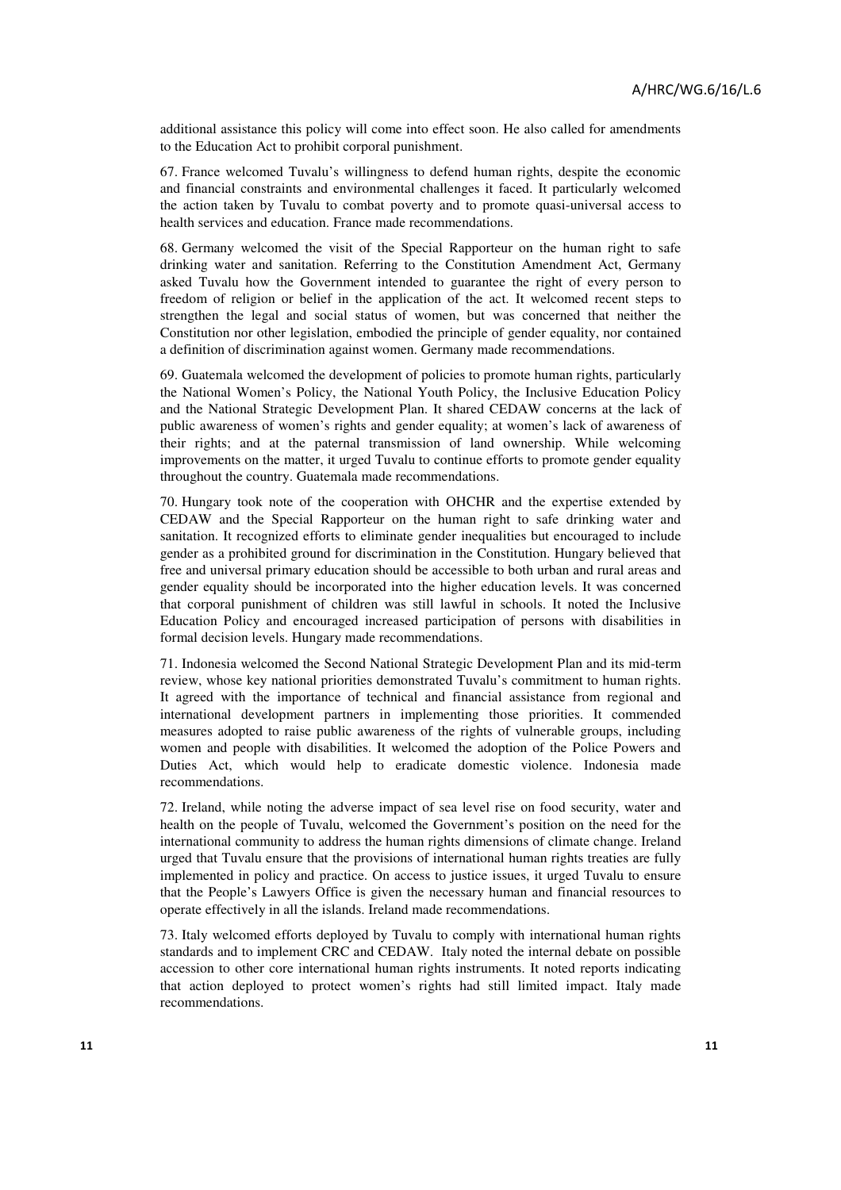additional assistance this policy will come into effect soon. He also called for amendments to the Education Act to prohibit corporal punishment.

67. France welcomed Tuvalu's willingness to defend human rights, despite the economic and financial constraints and environmental challenges it faced. It particularly welcomed the action taken by Tuvalu to combat poverty and to promote quasi-universal access to health services and education. France made recommendations.

68. Germany welcomed the visit of the Special Rapporteur on the human right to safe drinking water and sanitation. Referring to the Constitution Amendment Act, Germany asked Tuvalu how the Government intended to guarantee the right of every person to freedom of religion or belief in the application of the act. It welcomed recent steps to strengthen the legal and social status of women, but was concerned that neither the Constitution nor other legislation, embodied the principle of gender equality, nor contained a definition of discrimination against women. Germany made recommendations.

69. Guatemala welcomed the development of policies to promote human rights, particularly the National Women's Policy, the National Youth Policy, the Inclusive Education Policy and the National Strategic Development Plan. It shared CEDAW concerns at the lack of public awareness of women's rights and gender equality; at women's lack of awareness of their rights; and at the paternal transmission of land ownership. While welcoming improvements on the matter, it urged Tuvalu to continue efforts to promote gender equality throughout the country. Guatemala made recommendations.

70. Hungary took note of the cooperation with OHCHR and the expertise extended by CEDAW and the Special Rapporteur on the human right to safe drinking water and sanitation. It recognized efforts to eliminate gender inequalities but encouraged to include gender as a prohibited ground for discrimination in the Constitution. Hungary believed that free and universal primary education should be accessible to both urban and rural areas and gender equality should be incorporated into the higher education levels. It was concerned that corporal punishment of children was still lawful in schools. It noted the Inclusive Education Policy and encouraged increased participation of persons with disabilities in formal decision levels. Hungary made recommendations.

71. Indonesia welcomed the Second National Strategic Development Plan and its mid-term review, whose key national priorities demonstrated Tuvalu's commitment to human rights. It agreed with the importance of technical and financial assistance from regional and international development partners in implementing those priorities. It commended measures adopted to raise public awareness of the rights of vulnerable groups, including women and people with disabilities. It welcomed the adoption of the Police Powers and Duties Act, which would help to eradicate domestic violence. Indonesia made recommendations.

72. Ireland, while noting the adverse impact of sea level rise on food security, water and health on the people of Tuvalu, welcomed the Government's position on the need for the international community to address the human rights dimensions of climate change. Ireland urged that Tuvalu ensure that the provisions of international human rights treaties are fully implemented in policy and practice. On access to justice issues, it urged Tuvalu to ensure that the People's Lawyers Office is given the necessary human and financial resources to operate effectively in all the islands. Ireland made recommendations.

73. Italy welcomed efforts deployed by Tuvalu to comply with international human rights standards and to implement CRC and CEDAW. Italy noted the internal debate on possible accession to other core international human rights instruments. It noted reports indicating that action deployed to protect women's rights had still limited impact. Italy made recommendations.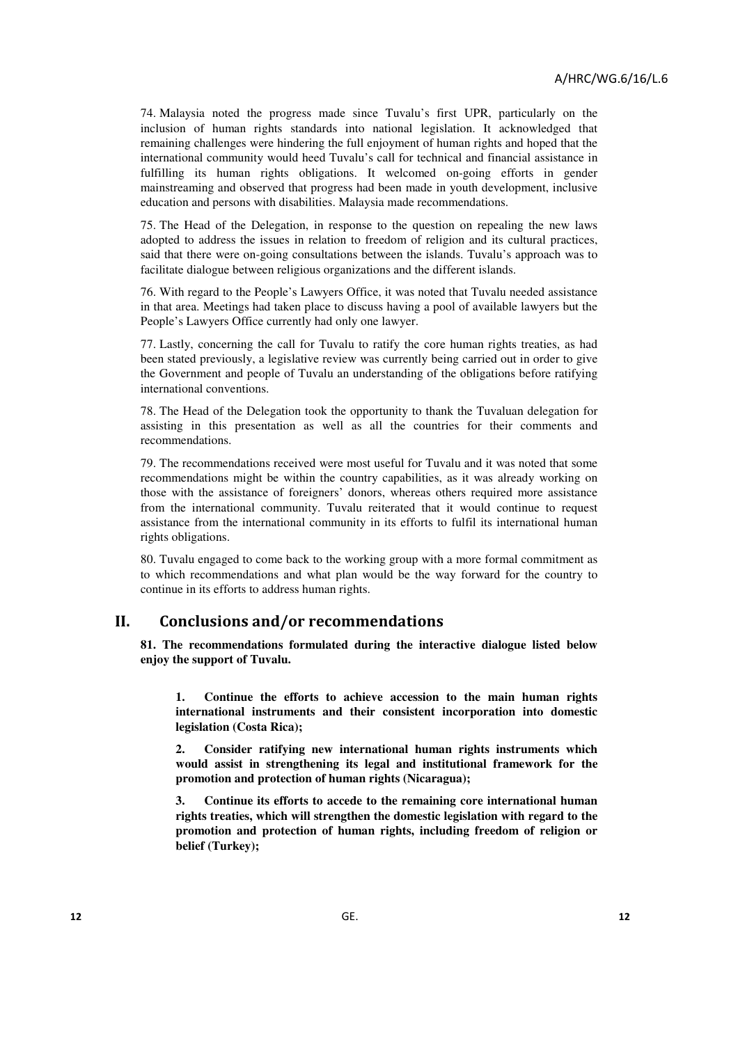74. Malaysia noted the progress made since Tuvalu's first UPR, particularly on the inclusion of human rights standards into national legislation. It acknowledged that remaining challenges were hindering the full enjoyment of human rights and hoped that the international community would heed Tuvalu's call for technical and financial assistance in fulfilling its human rights obligations. It welcomed on-going efforts in gender mainstreaming and observed that progress had been made in youth development, inclusive education and persons with disabilities. Malaysia made recommendations.

75. The Head of the Delegation, in response to the question on repealing the new laws adopted to address the issues in relation to freedom of religion and its cultural practices, said that there were on-going consultations between the islands. Tuvalu's approach was to facilitate dialogue between religious organizations and the different islands.

76. With regard to the People's Lawyers Office, it was noted that Tuvalu needed assistance in that area. Meetings had taken place to discuss having a pool of available lawyers but the People's Lawyers Office currently had only one lawyer.

77. Lastly, concerning the call for Tuvalu to ratify the core human rights treaties, as had been stated previously, a legislative review was currently being carried out in order to give the Government and people of Tuvalu an understanding of the obligations before ratifying international conventions.

78. The Head of the Delegation took the opportunity to thank the Tuvaluan delegation for assisting in this presentation as well as all the countries for their comments and recommendations.

79. The recommendations received were most useful for Tuvalu and it was noted that some recommendations might be within the country capabilities, as it was already working on those with the assistance of foreigners' donors, whereas others required more assistance from the international community. Tuvalu reiterated that it would continue to request assistance from the international community in its efforts to fulfil its international human rights obligations.

80. Tuvalu engaged to come back to the working group with a more formal commitment as to which recommendations and what plan would be the way forward for the country to continue in its efforts to address human rights.

## II. Conclusions and/or recommendations

**81. The recommendations formulated during the interactive dialogue listed below enjoy the support of Tuvalu.**

**1. Continue the efforts to achieve accession to the main human rights international instruments and their consistent incorporation into domestic legislation (Costa Rica);**

**2. Consider ratifying new international human rights instruments which would assist in strengthening its legal and institutional framework for the promotion and protection of human rights (Nicaragua);**

**3. Continue its efforts to accede to the remaining core international human rights treaties, which will strengthen the domestic legislation with regard to the promotion and protection of human rights, including freedom of religion or belief (Turkey);**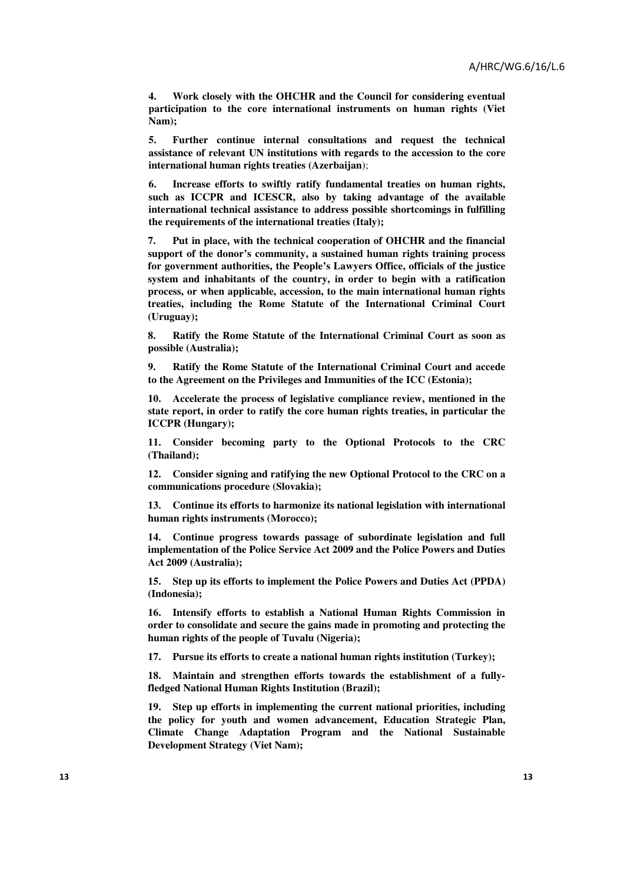**4. Work closely with the OHCHR and the Council for considering eventual participation to the core international instruments on human rights (Viet Nam);**

**5. Further continue internal consultations and request the technical assistance of relevant UN institutions with regards to the accession to the core international human rights treaties (Azerbaijan**);

**6. Increase efforts to swiftly ratify fundamental treaties on human rights, such as ICCPR and ICESCR, also by taking advantage of the available international technical assistance to address possible shortcomings in fulfilling the requirements of the international treaties (Italy);**

**7. Put in place, with the technical cooperation of OHCHR and the financial support of the donor's community, a sustained human rights training process for government authorities, the People's Lawyers Office, officials of the justice system and inhabitants of the country, in order to begin with a ratification process, or when applicable, accession, to the main international human rights treaties, including the Rome Statute of the International Criminal Court (Uruguay);**

**8. Ratify the Rome Statute of the International Criminal Court as soon as possible (Australia);**

**9. Ratify the Rome Statute of the International Criminal Court and accede to the Agreement on the Privileges and Immunities of the ICC (Estonia);**

**10. Accelerate the process of legislative compliance review, mentioned in the state report, in order to ratify the core human rights treaties, in particular the ICCPR (Hungary);**

**11. Consider becoming party to the Optional Protocols to the CRC (Thailand);**

**12. Consider signing and ratifying the new Optional Protocol to the CRC on a communications procedure (Slovakia);**

**13. Continue its efforts to harmonize its national legislation with international human rights instruments (Morocco);**

**14. Continue progress towards passage of subordinate legislation and full implementation of the Police Service Act 2009 and the Police Powers and Duties Act 2009 (Australia);**

**15. Step up its efforts to implement the Police Powers and Duties Act (PPDA) (Indonesia);**

**16. Intensify efforts to establish a National Human Rights Commission in order to consolidate and secure the gains made in promoting and protecting the human rights of the people of Tuvalu (Nigeria);**

**17. Pursue its efforts to create a national human rights institution (Turkey);**

**18. Maintain and strengthen efforts towards the establishment of a fully-fledged National Human Rights Institution (Brazil);**

**19. Step up efforts in implementing the current national priorities, including the policy for youth and women advancement, Education Strategic Plan, Climate Change Adaptation Program and the National Sustainable Development Strategy (Viet Nam);**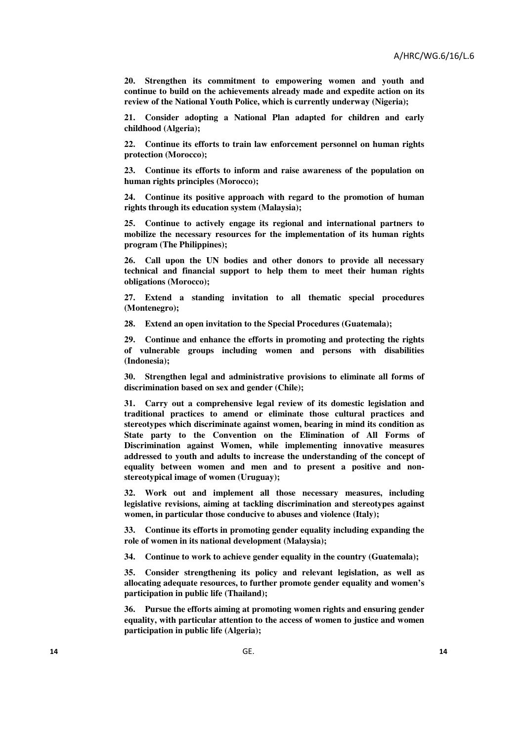**20. Strengthen its commitment to empowering women and youth and continue to build on the achievements already made and expedite action on its review of the National Youth Police, which is currently underway (Nigeria);**

**21. Consider adopting a National Plan adapted for children and early childhood (Algeria);**

**22. Continue its efforts to train law enforcement personnel on human rights protection (Morocco);**

**23. Continue its efforts to inform and raise awareness of the population on human rights principles (Morocco);**

**24. Continue its positive approach with regard to the promotion of human rights through its education system (Malaysia);**

**25. Continue to actively engage its regional and international partners to mobilize the necessary resources for the implementation of its human rights program (The Philippines);**

**26. Call upon the UN bodies and other donors to provide all necessary technical and financial support to help them to meet their human rights obligations (Morocco);**

**27. Extend a standing invitation to all thematic special procedures (Montenegro);**

**28. Extend an open invitation to the Special Procedures (Guatemala);**

**29. Continue and enhance the efforts in promoting and protecting the rights of vulnerable groups including women and persons with disabilities (Indonesia);**

**30. Strengthen legal and administrative provisions to eliminate all forms of discrimination based on sex and gender (Chile);**

**31. Carry out a comprehensive legal review of its domestic legislation and traditional practices to amend or eliminate those cultural practices and stereotypes which discriminate against women, bearing in mind its condition as State party to the Convention on the Elimination of All Forms of Discrimination against Women, while implementing innovative measures addressed to youth and adults to increase the understanding of the concept of equality between women and men and to present a positive and non-stereotypical image of women (Uruguay);**

**32. Work out and implement all those necessary measures, including legislative revisions, aiming at tackling discrimination and stereotypes against women, in particular those conducive to abuses and violence (Italy);**

**33. Continue its efforts in promoting gender equality including expanding the role of women in its national development (Malaysia);**

**34. Continue to work to achieve gender equality in the country (Guatemala);**

**35. Consider strengthening its policy and relevant legislation, as well as allocating adequate resources, to further promote gender equality and women's participation in public life (Thailand);**

**36. Pursue the efforts aiming at promoting women rights and ensuring gender equality, with particular attention to the access of women to justice and women participation in public life (Algeria);**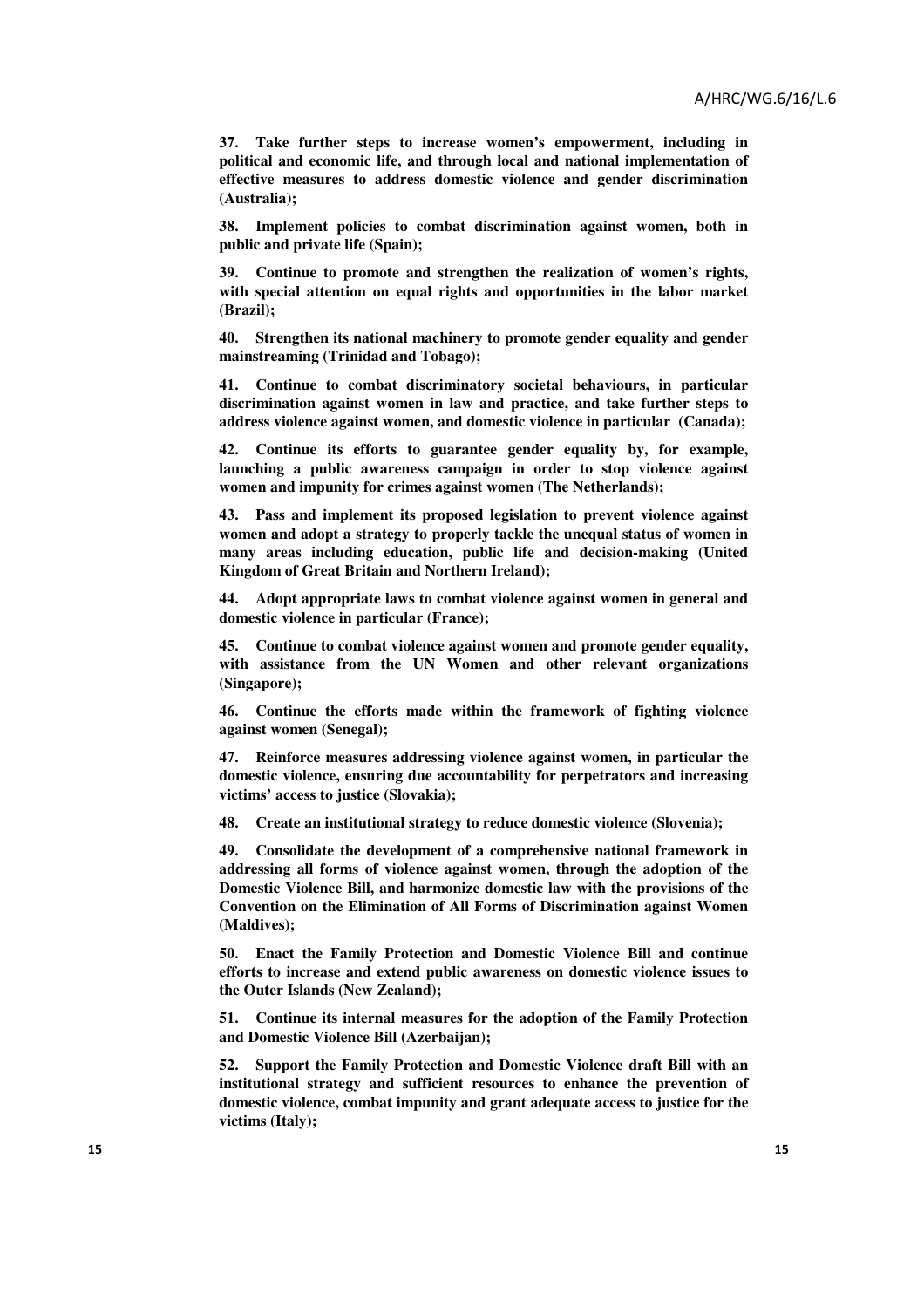**37. Take further steps to increase women's empowerment, including in political and economic life, and through local and national implementation of effective measures to address domestic violence and gender discrimination (Australia);**

**38. Implement policies to combat discrimination against women, both in public and private life (Spain);**

**39. Continue to promote and strengthen the realization of women's rights, with special attention on equal rights and opportunities in the labor market (Brazil);**

**40. Strengthen its national machinery to promote gender equality and gender mainstreaming (Trinidad and Tobago);**

**41. Continue to combat discriminatory societal behaviours, in particular discrimination against women in law and practice, and take further steps to address violence against women, and domestic violence in particular (Canada);**

**42. Continue its efforts to guarantee gender equality by, for example, launching a public awareness campaign in order to stop violence against women and impunity for crimes against women (The Netherlands);**

**43. Pass and implement its proposed legislation to prevent violence against women and adopt a strategy to properly tackle the unequal status of women in many areas including education, public life and decision-making (United Kingdom of Great Britain and Northern Ireland);**

**44. Adopt appropriate laws to combat violence against women in general and domestic violence in particular (France);**

**45. Continue to combat violence against women and promote gender equality, with assistance from the UN Women and other relevant organizations (Singapore);**

**46. Continue the efforts made within the framework of fighting violence against women (Senegal);**

**47. Reinforce measures addressing violence against women, in particular the domestic violence, ensuring due accountability for perpetrators and increasing victims' access to justice (Slovakia);**

**48. Create an institutional strategy to reduce domestic violence (Slovenia);**

**49. Consolidate the development of a comprehensive national framework in addressing all forms of violence against women, through the adoption of the Domestic Violence Bill, and harmonize domestic law with the provisions of the Convention on the Elimination of All Forms of Discrimination against Women (Maldives);**

**50. Enact the Family Protection and Domestic Violence Bill and continue efforts to increase and extend public awareness on domestic violence issues to the Outer Islands (New Zealand);**

**51. Continue its internal measures for the adoption of the Family Protection and Domestic Violence Bill (Azerbaijan);**

**52. Support the Family Protection and Domestic Violence draft Bill with an institutional strategy and sufficient resources to enhance the prevention of domestic violence, combat impunity and grant adequate access to justice for the victims (Italy);**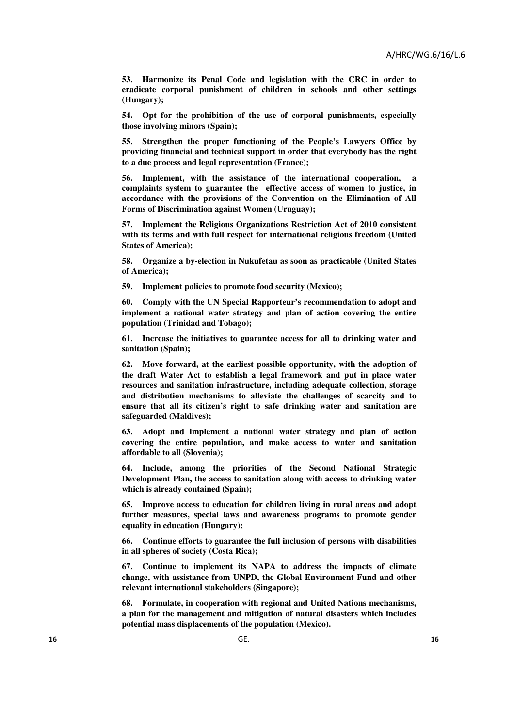**53. Harmonize its Penal Code and legislation with the CRC in order to eradicate corporal punishment of children in schools and other settings (Hungary);**

**54. Opt for the prohibition of the use of corporal punishments, especially those involving minors (Spain);**

**55. Strengthen the proper functioning of the People's Lawyers Office by providing financial and technical support in order that everybody has the right to a due process and legal representation (France);**

**56. Implement, with the assistance of the international cooperation, a complaints system to guarantee the effective access of women to justice, in accordance with the provisions of the Convention on the Elimination of All Forms of Discrimination against Women (Uruguay);**

**57. Implement the Religious Organizations Restriction Act of 2010 consistent with its terms and with full respect for international religious freedom (United States of America);**

**58. Organize a by-election in Nukufetau as soon as practicable (United States of America);**

**59. Implement policies to promote food security (Mexico);**

**60. Comply with the UN Special Rapporteur's recommendation to adopt and implement a national water strategy and plan of action covering the entire population (Trinidad and Tobago);**

**61. Increase the initiatives to guarantee access for all to drinking water and sanitation (Spain);**

**62. Move forward, at the earliest possible opportunity, with the adoption of the draft Water Act to establish a legal framework and put in place water resources and sanitation infrastructure, including adequate collection, storage and distribution mechanisms to alleviate the challenges of scarcity and to ensure that all its citizen's right to safe drinking water and sanitation are safeguarded (Maldives);**

**63. Adopt and implement a national water strategy and plan of action covering the entire population, and make access to water and sanitation affordable to all (Slovenia);**

**64. Include, among the priorities of the Second National Strategic Development Plan, the access to sanitation along with access to drinking water which is already contained (Spain);**

**65. Improve access to education for children living in rural areas and adopt further measures, special laws and awareness programs to promote gender equality in education (Hungary);**

**66. Continue efforts to guarantee the full inclusion of persons with disabilities in all spheres of society (Costa Rica);**

**67. Continue to implement its NAPA to address the impacts of climate change, with assistance from UNPD, the Global Environment Fund and other relevant international stakeholders (Singapore);**

**68. Formulate, in cooperation with regional and United Nations mechanisms, a plan for the management and mitigation of natural disasters which includes potential mass displacements of the population (Mexico).**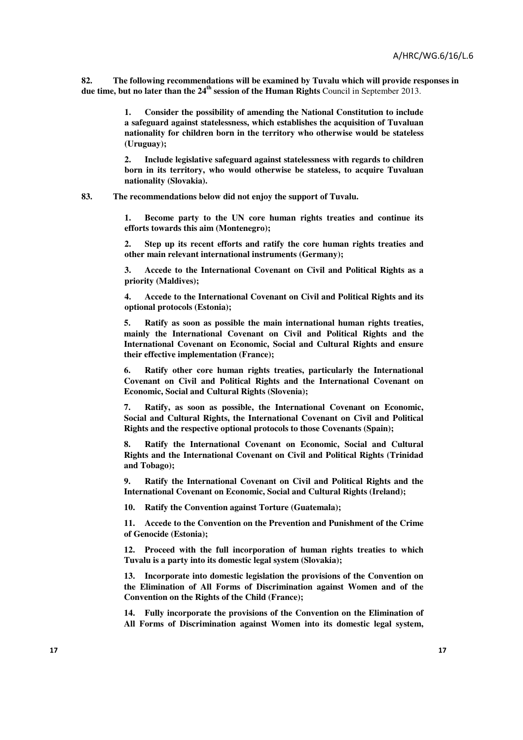**82. The following recommendations will be examined by Tuvalu which will provide responses in due time, but no later than the 24th session of the Human Rights** Council in September 2013.

> **1. Consider the possibility of amending the National Constitution to include a safeguard against statelessness, which establishes the acquisition of Tuvaluan nationality for children born in the territory who otherwise would be stateless (Uruguay);**
>
> **2. Include legislative safeguard against statelessness with regards to children born in its territory, who would otherwise be stateless, to acquire Tuvaluan nationality (Slovakia).**

**83. The recommendations below did not enjoy the support of Tuvalu.**

> **1. Become party to the UN core human rights treaties and continue its efforts towards this aim (Montenegro);**
>
> **2. Step up its recent efforts and ratify the core human rights treaties and other main relevant international instruments (Germany);**
>
> **3. Accede to the International Covenant on Civil and Political Rights as a priority (Maldives);**
>
> **4. Accede to the International Covenant on Civil and Political Rights and its optional protocols (Estonia);**
>
> **5. Ratify as soon as possible the main international human rights treaties, mainly the International Covenant on Civil and Political Rights and the International Covenant on Economic, Social and Cultural Rights and ensure their effective implementation (France);**
>
> **6. Ratify other core human rights treaties, particularly the International Covenant on Civil and Political Rights and the International Covenant on Economic, Social and Cultural Rights (Slovenia);**
>
> **7. Ratify, as soon as possible, the International Covenant on Economic, Social and Cultural Rights, the International Covenant on Civil and Political Rights and the respective optional protocols to those Covenants (Spain);**
>
> **8. Ratify the International Covenant on Economic, Social and Cultural Rights and the International Covenant on Civil and Political Rights (Trinidad and Tobago);**
>
> **9. Ratify the International Covenant on Civil and Political Rights and the International Covenant on Economic, Social and Cultural Rights (Ireland);**
>
> **10. Ratify the Convention against Torture (Guatemala);**
>
> **11. Accede to the Convention on the Prevention and Punishment of the Crime of Genocide (Estonia);**
>
> **12. Proceed with the full incorporation of human rights treaties to which Tuvalu is a party into its domestic legal system (Slovakia);**
>
> **13. Incorporate into domestic legislation the provisions of the Convention on the Elimination of All Forms of Discrimination against Women and of the Convention on the Rights of the Child (France);**
>
> **14. Fully incorporate the provisions of the Convention on the Elimination of All Forms of Discrimination against Women into its domestic legal system,**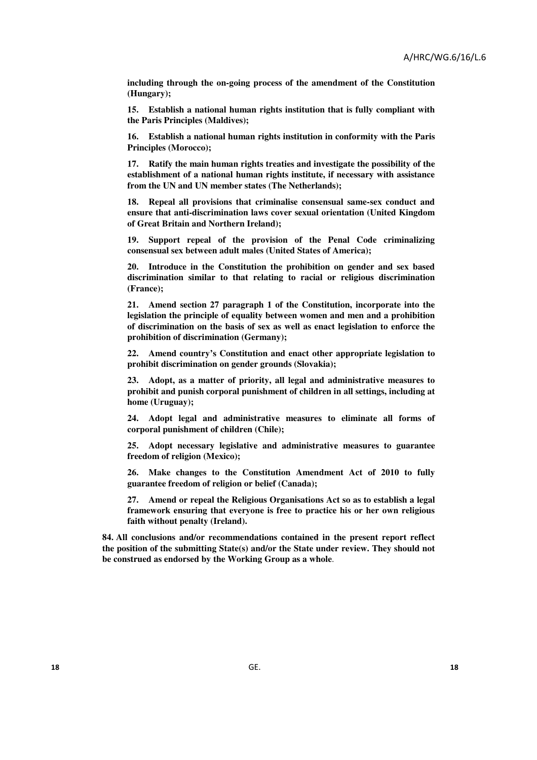**including through the on-going process of the amendment of the Constitution (Hungary);**

**15. Establish a national human rights institution that is fully compliant with the Paris Principles (Maldives);**

**16. Establish a national human rights institution in conformity with the Paris Principles (Morocco);**

**17. Ratify the main human rights treaties and investigate the possibility of the establishment of a national human rights institute, if necessary with assistance from the UN and UN member states (The Netherlands);**

**18. Repeal all provisions that criminalise consensual same-sex conduct and ensure that anti-discrimination laws cover sexual orientation (United Kingdom of Great Britain and Northern Ireland);**

**19. Support repeal of the provision of the Penal Code criminalizing consensual sex between adult males (United States of America);**

**20. Introduce in the Constitution the prohibition on gender and sex based discrimination similar to that relating to racial or religious discrimination (France);**

**21. Amend section 27 paragraph 1 of the Constitution, incorporate into the legislation the principle of equality between women and men and a prohibition of discrimination on the basis of sex as well as enact legislation to enforce the prohibition of discrimination (Germany);**

**22. Amend country's Constitution and enact other appropriate legislation to prohibit discrimination on gender grounds (Slovakia);**

**23. Adopt, as a matter of priority, all legal and administrative measures to prohibit and punish corporal punishment of children in all settings, including at home (Uruguay);**

**24. Adopt legal and administrative measures to eliminate all forms of corporal punishment of children (Chile);**

**25. Adopt necessary legislative and administrative measures to guarantee freedom of religion (Mexico);**

**26. Make changes to the Constitution Amendment Act of 2010 to fully guarantee freedom of religion or belief (Canada);**

**27. Amend or repeal the Religious Organisations Act so as to establish a legal framework ensuring that everyone is free to practice his or her own religious faith without penalty (Ireland).**

**84. All conclusions and/or recommendations contained in the present report reflect the position of the submitting State(s) and/or the State under review. They should not be construed as endorsed by the Working Group as a whole**.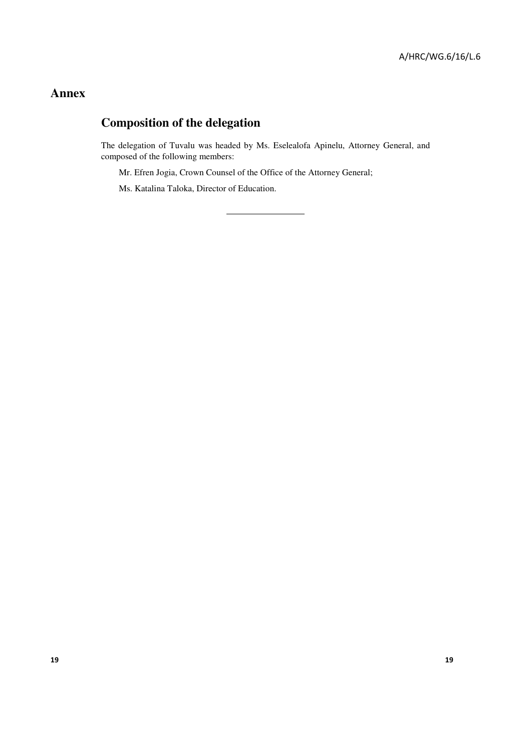# Annex

## Composition of the delegation

The delegation of Tuvalu was headed by Ms. Eselealofa Apinelu, Attorney General, and composed of the following members:

Mr. Efren Jogia, Crown Counsel of the Office of the Attorney General;

Ms. Katalina Taloka, Director of Education.